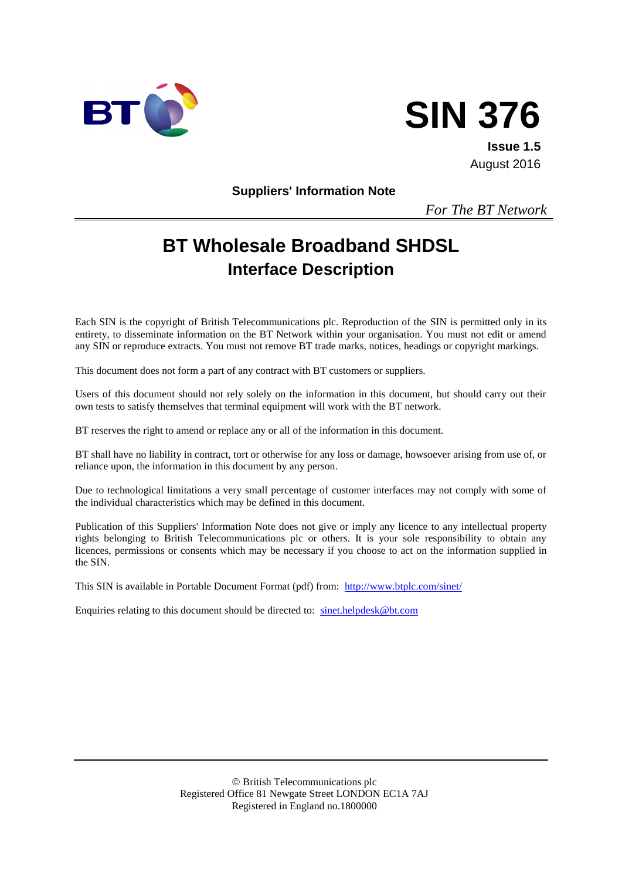# SIN 376

**Issue 1.5**

August 2016

**Suppliers' Information Note**

*For The BT Network*

# BT Wholesale Broadband SHDSL

## Interface Description

Each SIN is the copyright of British Telecommunications plc. Reproduction of the SIN is permitted only in its entirety, to disseminate information on the BT Network within your organisation. You must not edit or amend any SIN or reproduce extracts. You must not remove BT trade marks, notices, headings or copyright markings.

This document does not form a part of any contract with BT customers or suppliers.

Users of this document should not rely solely on the information in this document, but should carry out their own tests to satisfy themselves that terminal equipment will work with the BT network.

BT reserves the right to amend or replace any or all of the information in this document.

BT shall have no liability in contract, tort or otherwise for any loss or damage, howsoever arising from use of, or reliance upon, the information in this document by any person.

Due to technological limitations a very small percentage of customer interfaces may not comply with some of the individual characteristics which may be defined in this document.

Publication of this Suppliers' Information Note does not give or imply any licence to any intellectual property rights belonging to British Telecommunications plc or others. It is your sole responsibility to obtain any licences, permissions or consents which may be necessary if you choose to act on the information supplied in the SIN.

This SIN is available in Portable Document Format (pdf) from: http://www.btplc.com/sinet/

Enquiries relating to this document should be directed to: sinet.helpdesk@bt.com

© British Telecommunications plc
Registered Office 81 Newgate Street LONDON EC1A 7AJ
Registered in England no.1800000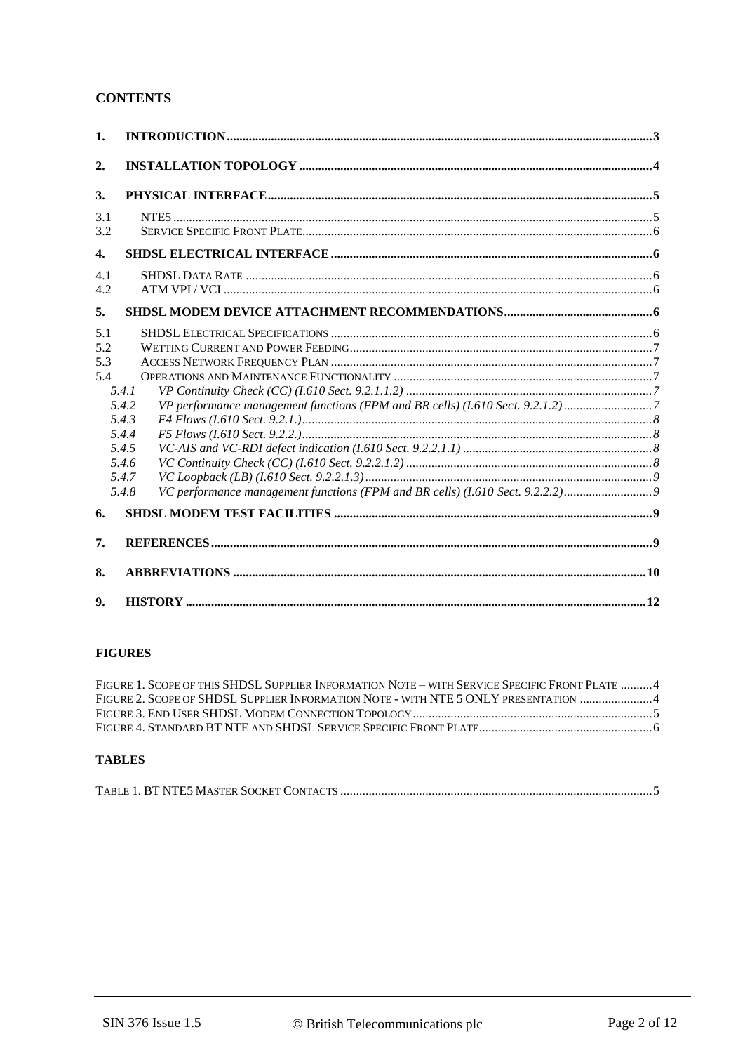## CONTENTS

| | | |
|---|---|---|
| **1.** | **INTRODUCTION** | **3** |
| **2.** | **INSTALLATION TOPOLOGY** | **4** |
| **3.** | **PHYSICAL INTERFACE** | **5** |
| 3.1 | NTE5 | 5 |
| 3.2 | SERVICE SPECIFIC FRONT PLATE | 6 |
| **4.** | **SHDSL ELECTRICAL INTERFACE** | **6** |
| 4.1 | SHDSL DATA RATE | 6 |
| 4.2 | ATM VPI / VCI | 6 |
| **5.** | **SHDSL MODEM DEVICE ATTACHMENT RECOMMENDATIONS** | **6** |
| 5.1 | SHDSL ELECTRICAL SPECIFICATIONS | 6 |
| 5.2 | WETTING CURRENT AND POWER FEEDING | 7 |
| 5.3 | ACCESS NETWORK FREQUENCY PLAN | 7 |
| 5.4 | OPERATIONS AND MAINTENANCE FUNCTIONALITY | 7 |
| *5.4.1* | *VP Continuity Check (CC) (I.610 Sect. 9.2.1.1.2)* | *7* |
| *5.4.2* | *VP performance management functions (FPM and BR cells) (I.610 Sect. 9.2.1.2)* | *7* |
| *5.4.3* | *F4 Flows (I.610 Sect. 9.2.1.)* | *8* |
| *5.4.4* | *F5 Flows (I.610 Sect. 9.2.2.)* | *8* |
| *5.4.5* | *VC-AIS and VC-RDI defect indication (I.610 Sect. 9.2.2.1.1)* | *8* |
| *5.4.6* | *VC Continuity Check (CC) (I.610 Sect. 9.2.2.1.2)* | *8* |
| *5.4.7* | *VC Loopback (LB) (I.610 Sect. 9.2.2.1.3)* | *9* |
| *5.4.8* | *VC performance management functions (FPM and BR cells) (I.610 Sect. 9.2.2.2)* | *9* |
| **6.** | **SHDSL MODEM TEST FACILITIES** | **9** |
| **7.** | **REFERENCES** | **9** |
| **8.** | **ABBREVIATIONS** | **10** |
| **9.** | **HISTORY** | **12** |

## FIGURES

| | |
|---|---|
| FIGURE 1. SCOPE OF THIS SHDSL SUPPLIER INFORMATION NOTE – WITH SERVICE SPECIFIC FRONT PLATE | 4 |
| FIGURE 2. SCOPE OF SHDSL SUPPLIER INFORMATION NOTE - WITH NTE 5 ONLY PRESENTATION | 4 |
| FIGURE 3. END USER SHDSL MODEM CONNECTION TOPOLOGY | 5 |
| FIGURE 4. STANDARD BT NTE AND SHDSL SERVICE SPECIFIC FRONT PLATE | 6 |

## TABLES

| | |
|---|---|
| TABLE 1. BT NTE5 MASTER SOCKET CONTACTS | 5 |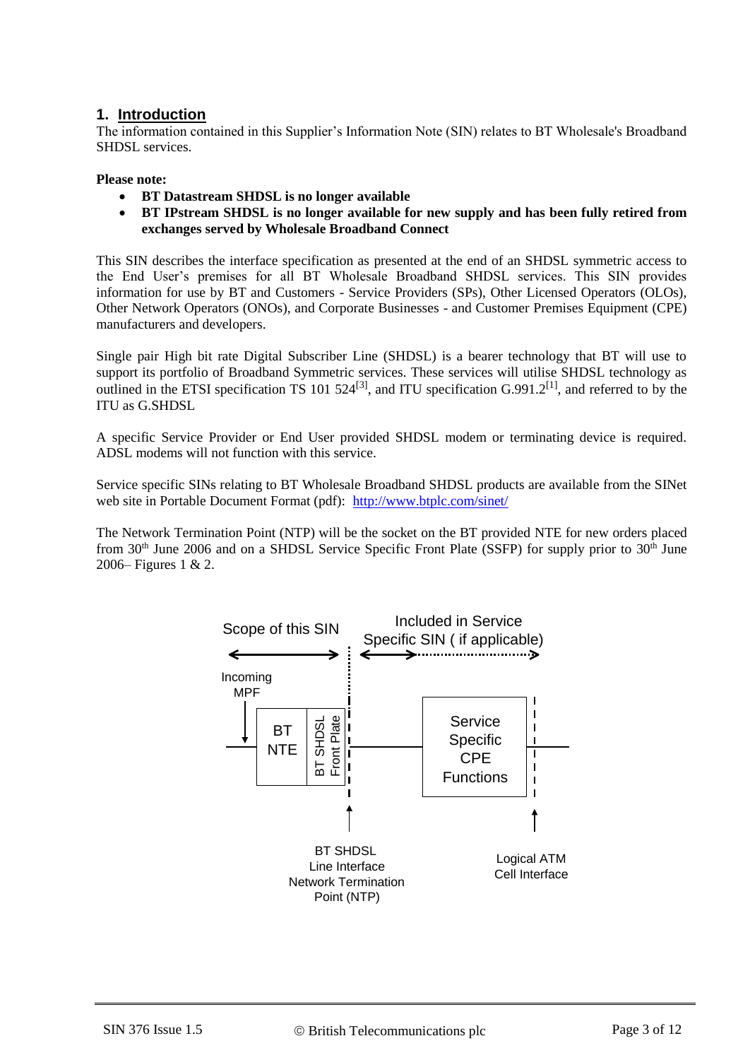## 1. Introduction

The information contained in this Supplier's Information Note (SIN) relates to BT Wholesale's Broadband SHDSL services.

**Please note:**

- **BT Datastream SHDSL is no longer available**
- **BT IPstream SHDSL is no longer available for new supply and has been fully retired from exchanges served by Wholesale Broadband Connect**

This SIN describes the interface specification as presented at the end of an SHDSL symmetric access to the End User's premises for all BT Wholesale Broadband SHDSL services. This SIN provides information for use by BT and Customers - Service Providers (SPs), Other Licensed Operators (OLOs), Other Network Operators (ONOs), and Corporate Businesses - and Customer Premises Equipment (CPE) manufacturers and developers.

Single pair High bit rate Digital Subscriber Line (SHDSL) is a bearer technology that BT will use to support its portfolio of Broadband Symmetric services. These services will utilise SHDSL technology as outlined in the ETSI specification TS 101 524[3], and ITU specification G.991.2[1], and referred to by the ITU as G.SHDSL

A specific Service Provider or End User provided SHDSL modem or terminating device is required. ADSL modems will not function with this service.

Service specific SINs relating to BT Wholesale Broadband SHDSL products are available from the SINet web site in Portable Document Format (pdf): http://www.btplc.com/sinet/

The Network Termination Point (NTP) will be the socket on the BT provided NTE for new orders placed from 30th June 2006 and on a SHDSL Service Specific Front Plate (SSFP) for supply prior to 30th June 2006– Figures 1 & 2.

Scope of this SIN | Included in Service Specific SIN ( if applicable)

Incoming MPF → BT NTE | BT SHDSL Front Plate — Service Specific CPE Functions

BT SHDSL Line Interface Network Termination Point (NTP) | Logical ATM Cell Interface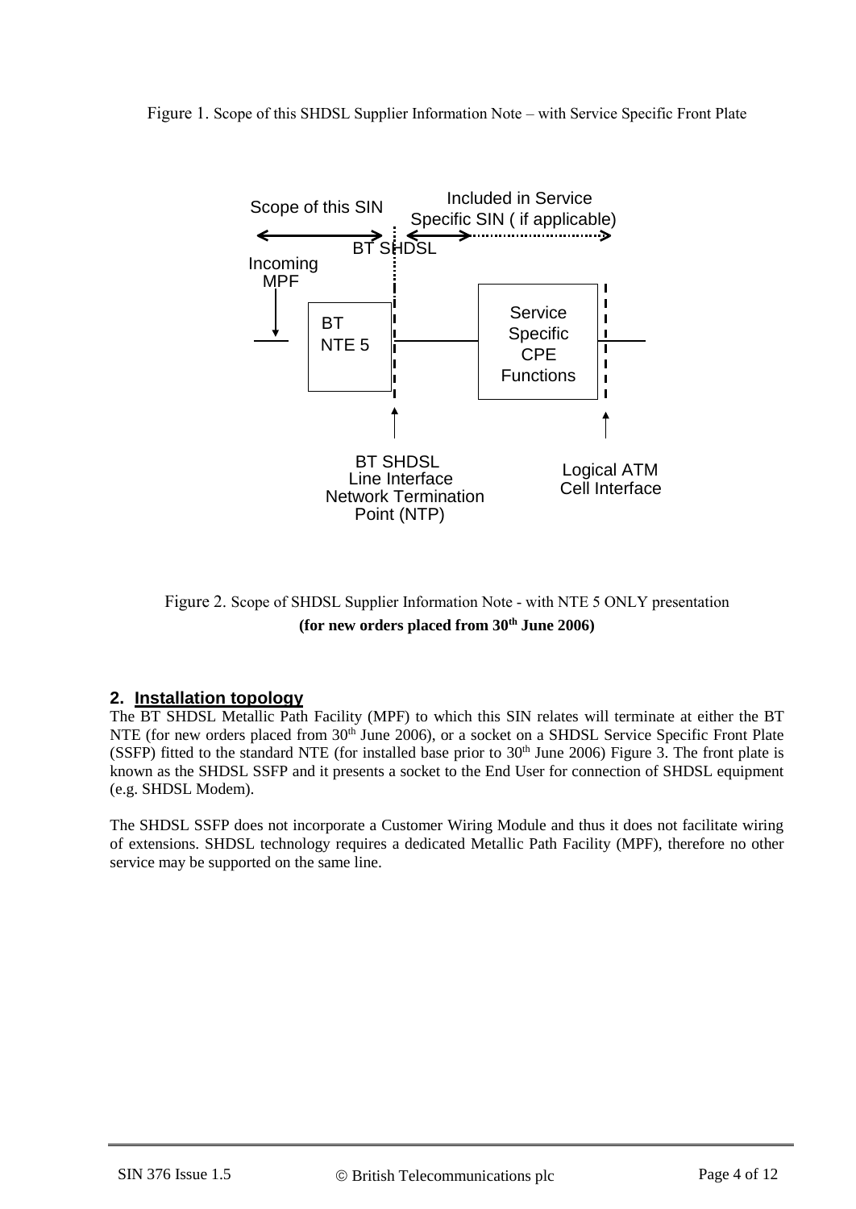Figure 1. Scope of this SHDSL Supplier Information Note – with Service Specific Front Plate

Scope of this SIN

Included in Service Specific SIN ( if applicable)

BT SHDSL

Incoming MPF

BT NTE 5

Service Specific CPE Functions

BT SHDSL Line Interface Network Termination Point (NTP)

Logical ATM Cell Interface

Figure 2. Scope of SHDSL Supplier Information Note - with NTE 5 ONLY presentation

**(for new orders placed from 30th June 2006)**

## 2. Installation topology

The BT SHDSL Metallic Path Facility (MPF) to which this SIN relates will terminate at either the BT NTE (for new orders placed from 30th June 2006), or a socket on a SHDSL Service Specific Front Plate (SSFP) fitted to the standard NTE (for installed base prior to 30th June 2006) Figure 3. The front plate is known as the SHDSL SSFP and it presents a socket to the End User for connection of SHDSL equipment (e.g. SHDSL Modem).

The SHDSL SSFP does not incorporate a Customer Wiring Module and thus it does not facilitate wiring of extensions. SHDSL technology requires a dedicated Metallic Path Facility (MPF), therefore no other service may be supported on the same line.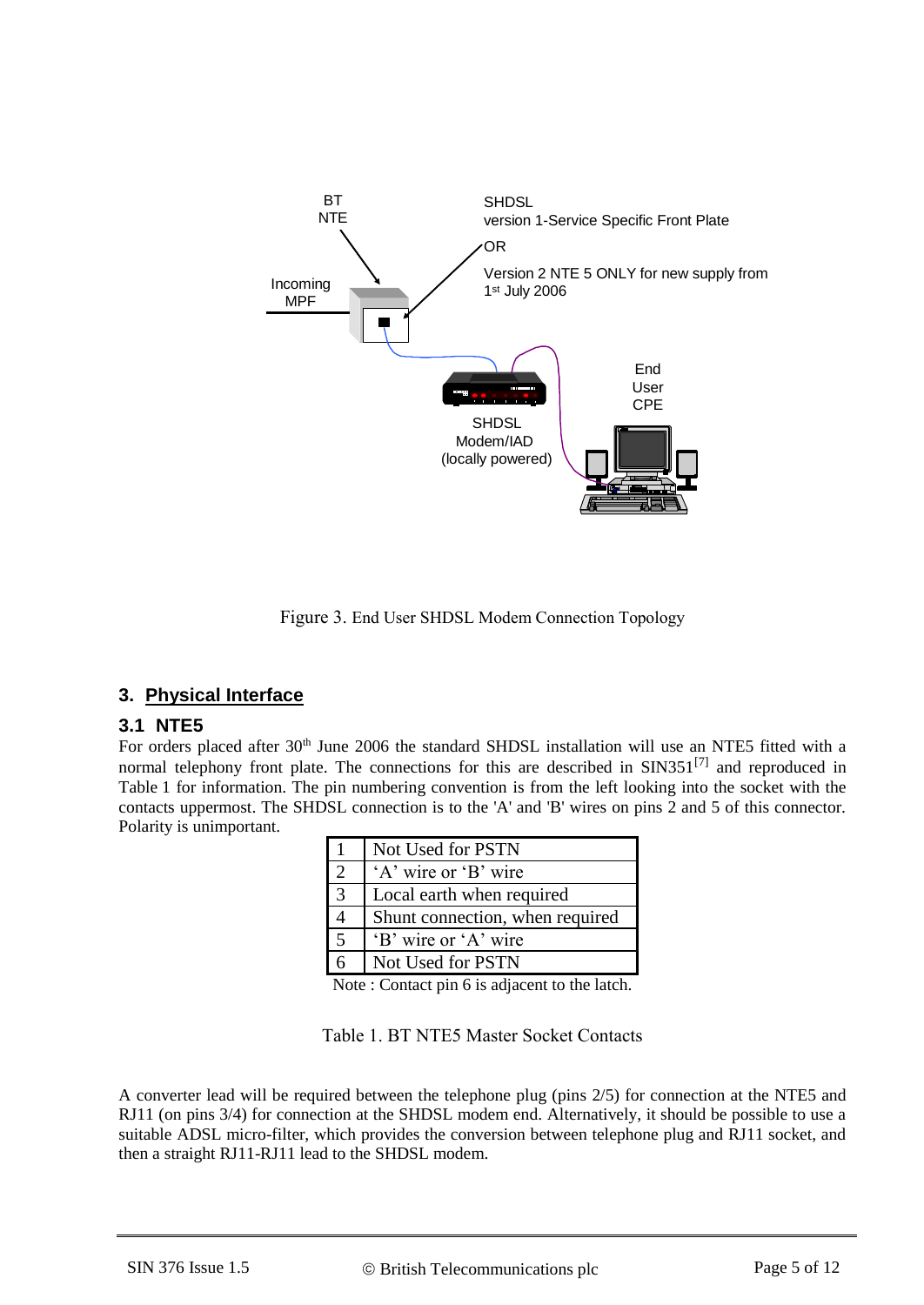Figure 3. End User SHDSL Modem Connection Topology

## 3. Physical Interface

### 3.1 NTE5

For orders placed after 30th June 2006 the standard SHDSL installation will use an NTE5 fitted with a normal telephony front plate. The connections for this are described in SIN351[7] and reproduced in Table 1 for information. The pin numbering convention is from the left looking into the socket with the contacts uppermost. The SHDSL connection is to the 'A' and 'B' wires on pins 2 and 5 of this connector. Polarity is unimportant.

| | |
|---|---|
| 1 | Not Used for PSTN |
| 2 | 'A' wire or 'B' wire |
| 3 | Local earth when required |
| 4 | Shunt connection, when required |
| 5 | 'B' wire or 'A' wire |
| 6 | Not Used for PSTN |

Note : Contact pin 6 is adjacent to the latch.

Table 1. BT NTE5 Master Socket Contacts

A converter lead will be required between the telephone plug (pins 2/5) for connection at the NTE5 and RJ11 (on pins 3/4) for connection at the SHDSL modem end. Alternatively, it should be possible to use a suitable ADSL micro-filter, which provides the conversion between telephone plug and RJ11 socket, and then a straight RJ11-RJ11 lead to the SHDSL modem.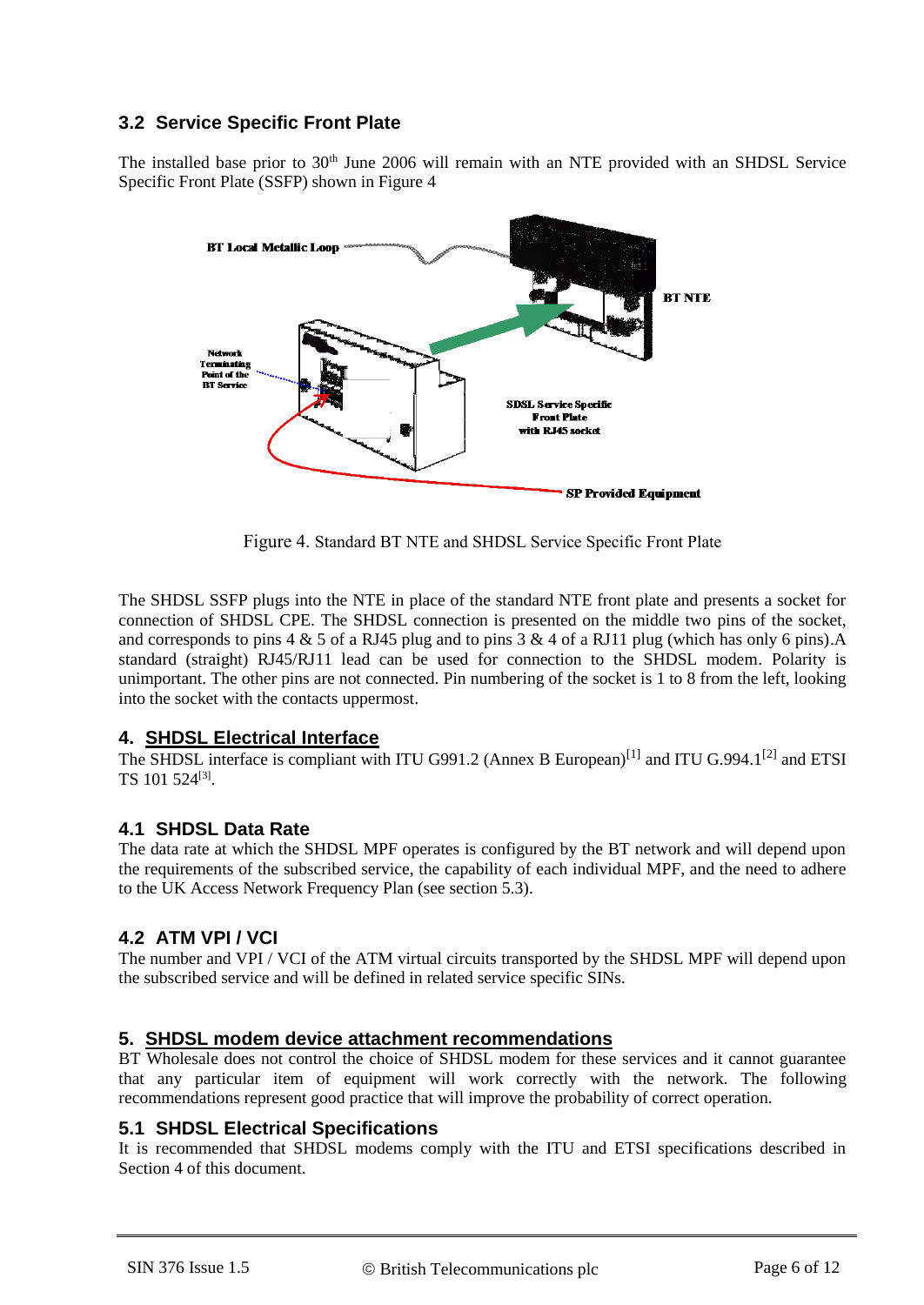### 3.2 Service Specific Front Plate

The installed base prior to 30th June 2006 will remain with an NTE provided with an SHDSL Service Specific Front Plate (SSFP) shown in Figure 4

BT Local Metallic Loop

BT NTE

Network Terminating Point of the BT Service

SDSL Service Specific Front Plate with RJ45 socket

SP Provided Equipment

Figure 4. Standard BT NTE and SHDSL Service Specific Front Plate

The SHDSL SSFP plugs into the NTE in place of the standard NTE front plate and presents a socket for connection of SHDSL CPE. The SHDSL connection is presented on the middle two pins of the socket, and corresponds to pins 4 & 5 of a RJ45 plug and to pins 3 & 4 of a RJ11 plug (which has only 6 pins).A standard (straight) RJ45/RJ11 lead can be used for connection to the SHDSL modem. Polarity is unimportant. The other pins are not connected. Pin numbering of the socket is 1 to 8 from the left, looking into the socket with the contacts uppermost.

## 4. SHDSL Electrical Interface

The SHDSL interface is compliant with ITU G991.2 (Annex B European)[1] and ITU G.994.1[2] and ETSI TS 101 524[3].

### 4.1 SHDSL Data Rate

The data rate at which the SHDSL MPF operates is configured by the BT network and will depend upon the requirements of the subscribed service, the capability of each individual MPF, and the need to adhere to the UK Access Network Frequency Plan (see section 5.3).

### 4.2 ATM VPI / VCI

The number and VPI / VCI of the ATM virtual circuits transported by the SHDSL MPF will depend upon the subscribed service and will be defined in related service specific SINs.

## 5. SHDSL modem device attachment recommendations

BT Wholesale does not control the choice of SHDSL modem for these services and it cannot guarantee that any particular item of equipment will work correctly with the network. The following recommendations represent good practice that will improve the probability of correct operation.

### 5.1 SHDSL Electrical Specifications

It is recommended that SHDSL modems comply with the ITU and ETSI specifications described in Section 4 of this document.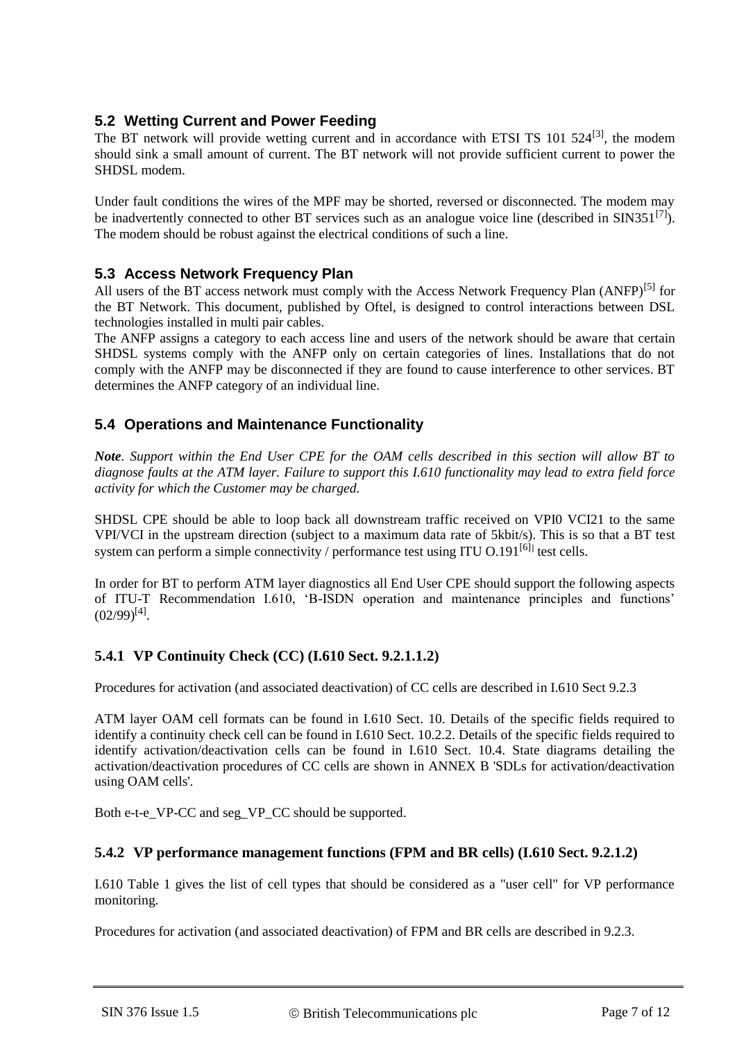## 5.2 Wetting Current and Power Feeding

The BT network will provide wetting current and in accordance with ETSI TS 101 524[3], the modem should sink a small amount of current. The BT network will not provide sufficient current to power the SHDSL modem.

Under fault conditions the wires of the MPF may be shorted, reversed or disconnected. The modem may be inadvertently connected to other BT services such as an analogue voice line (described in SIN351[7]). The modem should be robust against the electrical conditions of such a line.

## 5.3 Access Network Frequency Plan

All users of the BT access network must comply with the Access Network Frequency Plan (ANFP)[5] for the BT Network. This document, published by Oftel, is designed to control interactions between DSL technologies installed in multi pair cables.

The ANFP assigns a category to each access line and users of the network should be aware that certain SHDSL systems comply with the ANFP only on certain categories of lines. Installations that do not comply with the ANFP may be disconnected if they are found to cause interference to other services. BT determines the ANFP category of an individual line.

## 5.4 Operations and Maintenance Functionality

***Note***. *Support within the End User CPE for the OAM cells described in this section will allow BT to diagnose faults at the ATM layer. Failure to support this I.610 functionality may lead to extra field force activity for which the Customer may be charged.*

SHDSL CPE should be able to loop back all downstream traffic received on VPI0 VCI21 to the same VPI/VCI in the upstream direction (subject to a maximum data rate of 5kbit/s). This is so that a BT test system can perform a simple connectivity / performance test using ITU O.191[6] test cells.

In order for BT to perform ATM layer diagnostics all End User CPE should support the following aspects of ITU-T Recommendation I.610, 'B-ISDN operation and maintenance principles and functions' (02/99)[4].

### 5.4.1 VP Continuity Check (CC) (I.610 Sect. 9.2.1.1.2)

Procedures for activation (and associated deactivation) of CC cells are described in I.610 Sect 9.2.3

ATM layer OAM cell formats can be found in I.610 Sect. 10. Details of the specific fields required to identify a continuity check cell can be found in I.610 Sect. 10.2.2. Details of the specific fields required to identify activation/deactivation cells can be found in I.610 Sect. 10.4. State diagrams detailing the activation/deactivation procedures of CC cells are shown in ANNEX B 'SDLs for activation/deactivation using OAM cells'.

Both e-t-e_VP-CC and seg_VP_CC should be supported.

### 5.4.2 VP performance management functions (FPM and BR cells) (I.610 Sect. 9.2.1.2)

I.610 Table 1 gives the list of cell types that should be considered as a "user cell" for VP performance monitoring.

Procedures for activation (and associated deactivation) of FPM and BR cells are described in 9.2.3.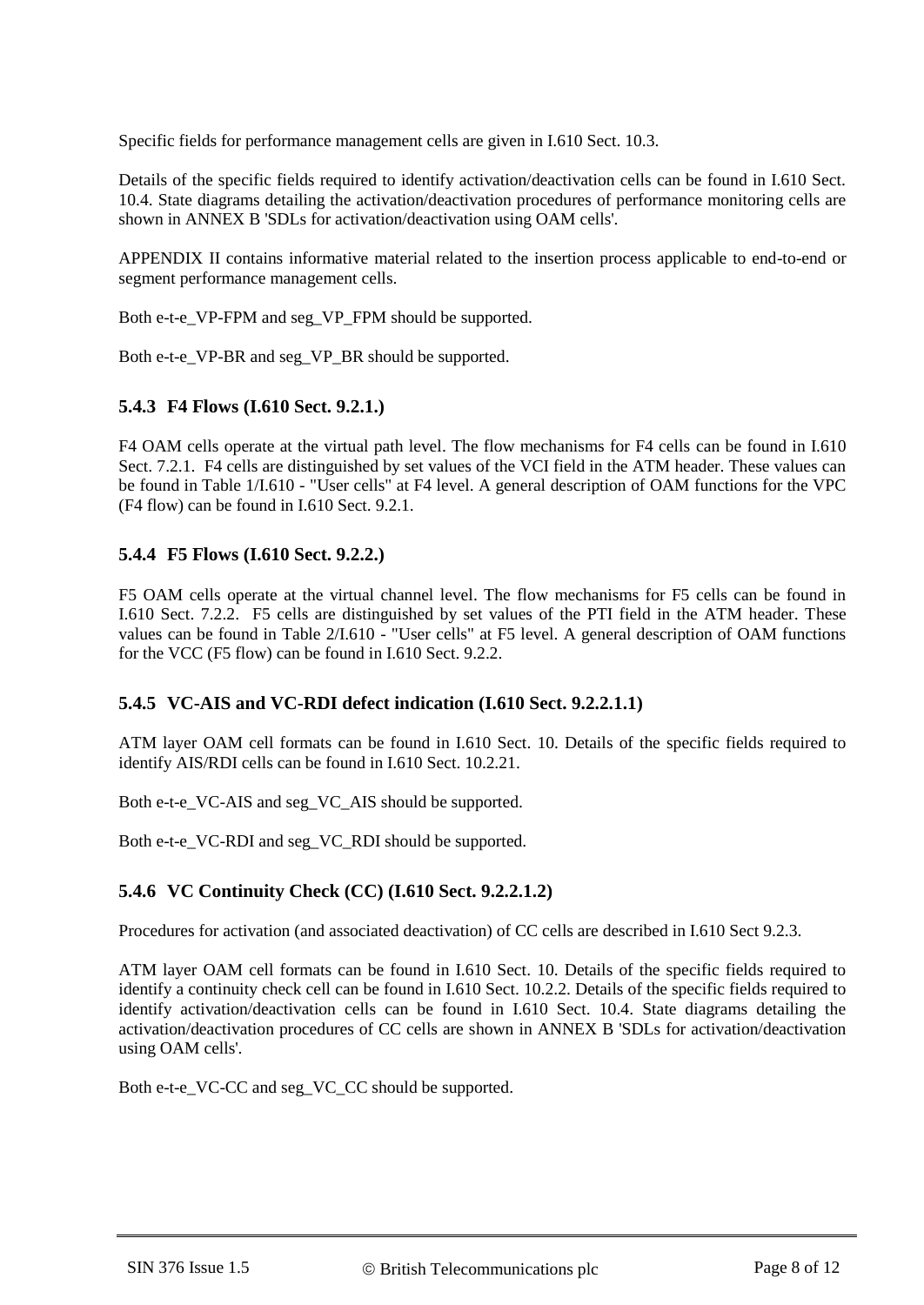Specific fields for performance management cells are given in I.610 Sect. 10.3.

Details of the specific fields required to identify activation/deactivation cells can be found in I.610 Sect. 10.4. State diagrams detailing the activation/deactivation procedures of performance monitoring cells are shown in ANNEX B 'SDLs for activation/deactivation using OAM cells'.

APPENDIX II contains informative material related to the insertion process applicable to end-to-end or segment performance management cells.

Both e-t-e_VP-FPM and seg_VP_FPM should be supported.

Both e-t-e_VP-BR and seg_VP_BR should be supported.

### 5.4.3 F4 Flows (I.610 Sect. 9.2.1.)

F4 OAM cells operate at the virtual path level. The flow mechanisms for F4 cells can be found in I.610 Sect. 7.2.1. F4 cells are distinguished by set values of the VCI field in the ATM header. These values can be found in Table 1/I.610 - "User cells" at F4 level. A general description of OAM functions for the VPC (F4 flow) can be found in I.610 Sect. 9.2.1.

### 5.4.4 F5 Flows (I.610 Sect. 9.2.2.)

F5 OAM cells operate at the virtual channel level. The flow mechanisms for F5 cells can be found in I.610 Sect. 7.2.2. F5 cells are distinguished by set values of the PTI field in the ATM header. These values can be found in Table 2/I.610 - "User cells" at F5 level. A general description of OAM functions for the VCC (F5 flow) can be found in I.610 Sect. 9.2.2.

### 5.4.5 VC-AIS and VC-RDI defect indication (I.610 Sect. 9.2.2.1.1)

ATM layer OAM cell formats can be found in I.610 Sect. 10. Details of the specific fields required to identify AIS/RDI cells can be found in I.610 Sect. 10.2.21.

Both e-t-e_VC-AIS and seg_VC_AIS should be supported.

Both e-t-e_VC-RDI and seg_VC_RDI should be supported.

### 5.4.6 VC Continuity Check (CC) (I.610 Sect. 9.2.2.1.2)

Procedures for activation (and associated deactivation) of CC cells are described in I.610 Sect 9.2.3.

ATM layer OAM cell formats can be found in I.610 Sect. 10. Details of the specific fields required to identify a continuity check cell can be found in I.610 Sect. 10.2.2. Details of the specific fields required to identify activation/deactivation cells can be found in I.610 Sect. 10.4. State diagrams detailing the activation/deactivation procedures of CC cells are shown in ANNEX B 'SDLs for activation/deactivation using OAM cells'.

Both e-t-e_VC-CC and seg_VC_CC should be supported.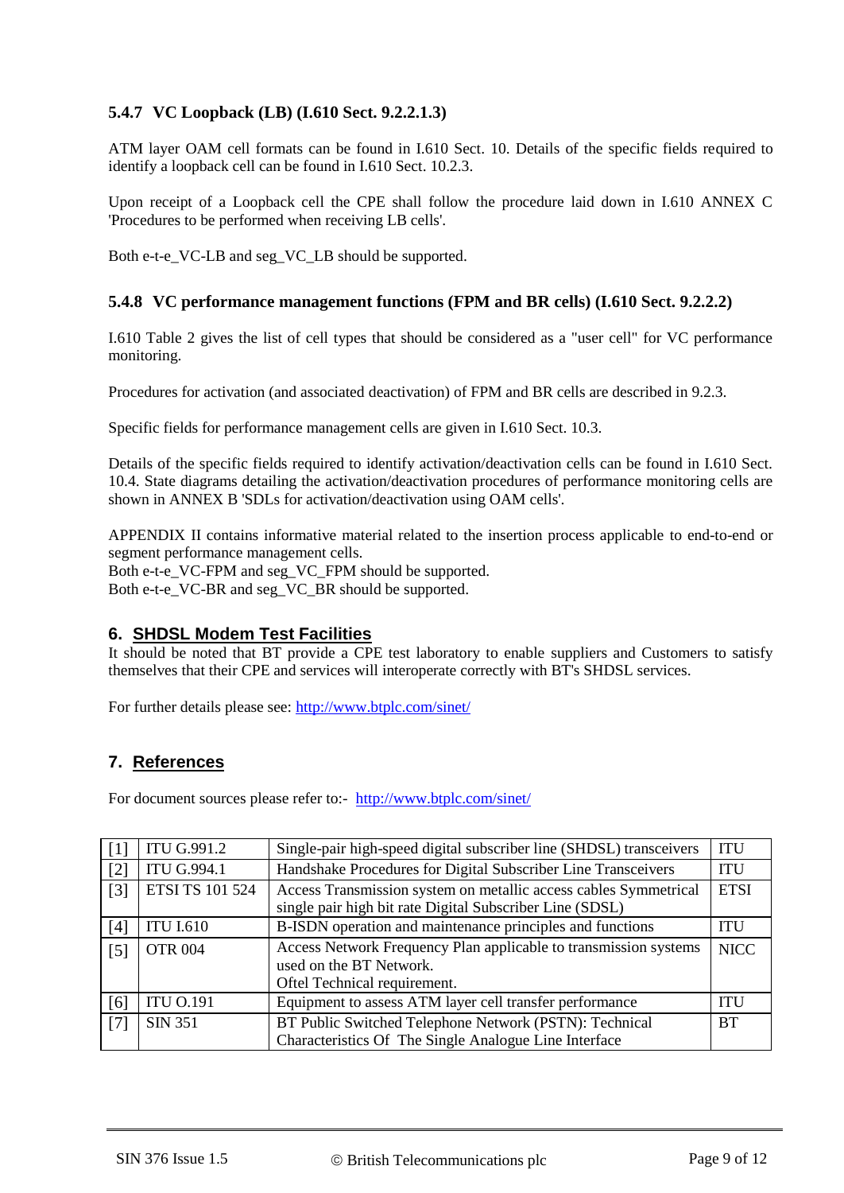### 5.4.7 VC Loopback (LB) (I.610 Sect. 9.2.2.1.3)

ATM layer OAM cell formats can be found in I.610 Sect. 10. Details of the specific fields required to identify a loopback cell can be found in I.610 Sect. 10.2.3.

Upon receipt of a Loopback cell the CPE shall follow the procedure laid down in I.610 ANNEX C 'Procedures to be performed when receiving LB cells'.

Both e-t-e_VC-LB and seg_VC_LB should be supported.

### 5.4.8 VC performance management functions (FPM and BR cells) (I.610 Sect. 9.2.2.2)

I.610 Table 2 gives the list of cell types that should be considered as a "user cell" for VC performance monitoring.

Procedures for activation (and associated deactivation) of FPM and BR cells are described in 9.2.3.

Specific fields for performance management cells are given in I.610 Sect. 10.3.

Details of the specific fields required to identify activation/deactivation cells can be found in I.610 Sect. 10.4. State diagrams detailing the activation/deactivation procedures of performance monitoring cells are shown in ANNEX B 'SDLs for activation/deactivation using OAM cells'.

APPENDIX II contains informative material related to the insertion process applicable to end-to-end or segment performance management cells.
Both e-t-e_VC-FPM and seg_VC_FPM should be supported.
Both e-t-e_VC-BR and seg_VC_BR should be supported.

## 6. SHDSL Modem Test Facilities

It should be noted that BT provide a CPE test laboratory to enable suppliers and Customers to satisfy themselves that their CPE and services will interoperate correctly with BT's SHDSL services.

For further details please see: http://www.btplc.com/sinet/

## 7. References

For document sources please refer to:- http://www.btplc.com/sinet/

| | | | |
|---|---|---|---|
| [1] | ITU G.991.2 | Single-pair high-speed digital subscriber line (SHDSL) transceivers | ITU |
| [2] | ITU G.994.1 | Handshake Procedures for Digital Subscriber Line Transceivers | ITU |
| [3] | ETSI TS 101 524 | Access Transmission system on metallic access cables Symmetrical single pair high bit rate Digital Subscriber Line (SDSL) | ETSI |
| [4] | ITU I.610 | B-ISDN operation and maintenance principles and functions | ITU |
| [5] | OTR 004 | Access Network Frequency Plan applicable to transmission systems used on the BT Network. Oftel Technical requirement. | NICC |
| [6] | ITU O.191 | Equipment to assess ATM layer cell transfer performance | ITU |
| [7] | SIN 351 | BT Public Switched Telephone Network (PSTN): Technical Characteristics Of The Single Analogue Line Interface | BT |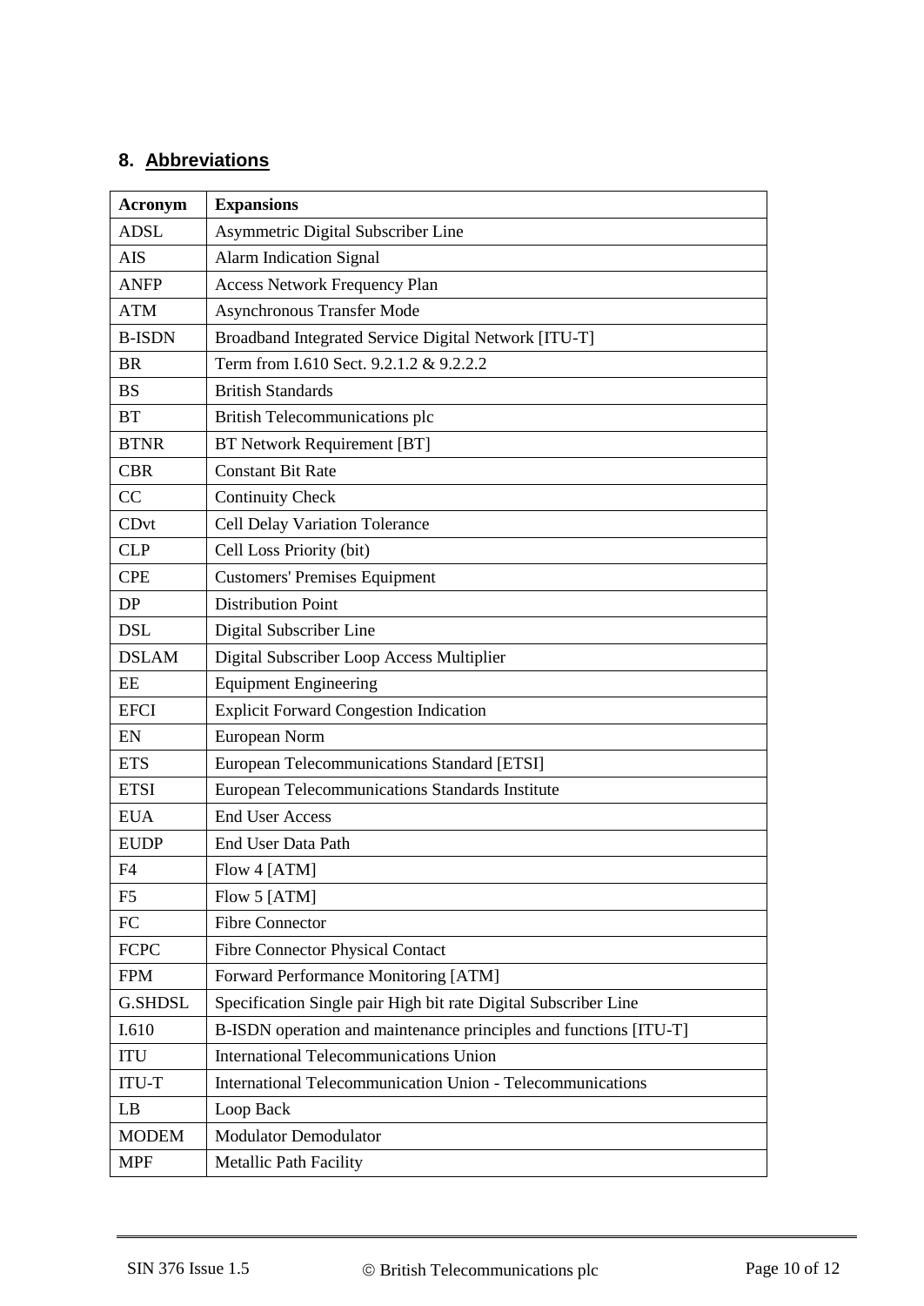## 8. Abbreviations

| Acronym | Expansions |
|---|---|
| ADSL | Asymmetric Digital Subscriber Line |
| AIS | Alarm Indication Signal |
| ANFP | Access Network Frequency Plan |
| ATM | Asynchronous Transfer Mode |
| B-ISDN | Broadband Integrated Service Digital Network [ITU-T] |
| BR | Term from I.610 Sect. 9.2.1.2 & 9.2.2.2 |
| BS | British Standards |
| BT | British Telecommunications plc |
| BTNR | BT Network Requirement [BT] |
| CBR | Constant Bit Rate |
| CC | Continuity Check |
| CDvt | Cell Delay Variation Tolerance |
| CLP | Cell Loss Priority (bit) |
| CPE | Customers' Premises Equipment |
| DP | Distribution Point |
| DSL | Digital Subscriber Line |
| DSLAM | Digital Subscriber Loop Access Multiplier |
| EE | Equipment Engineering |
| EFCI | Explicit Forward Congestion Indication |
| EN | European Norm |
| ETS | European Telecommunications Standard [ETSI] |
| ETSI | European Telecommunications Standards Institute |
| EUA | End User Access |
| EUDP | End User Data Path |
| F4 | Flow 4 [ATM] |
| F5 | Flow 5 [ATM] |
| FC | Fibre Connector |
| FCPC | Fibre Connector Physical Contact |
| FPM | Forward Performance Monitoring [ATM] |
| G.SHDSL | Specification Single pair High bit rate Digital Subscriber Line |
| I.610 | B-ISDN operation and maintenance principles and functions [ITU-T] |
| ITU | International Telecommunications Union |
| ITU-T | International Telecommunication Union - Telecommunications |
| LB | Loop Back |
| MODEM | Modulator Demodulator |
| MPF | Metallic Path Facility |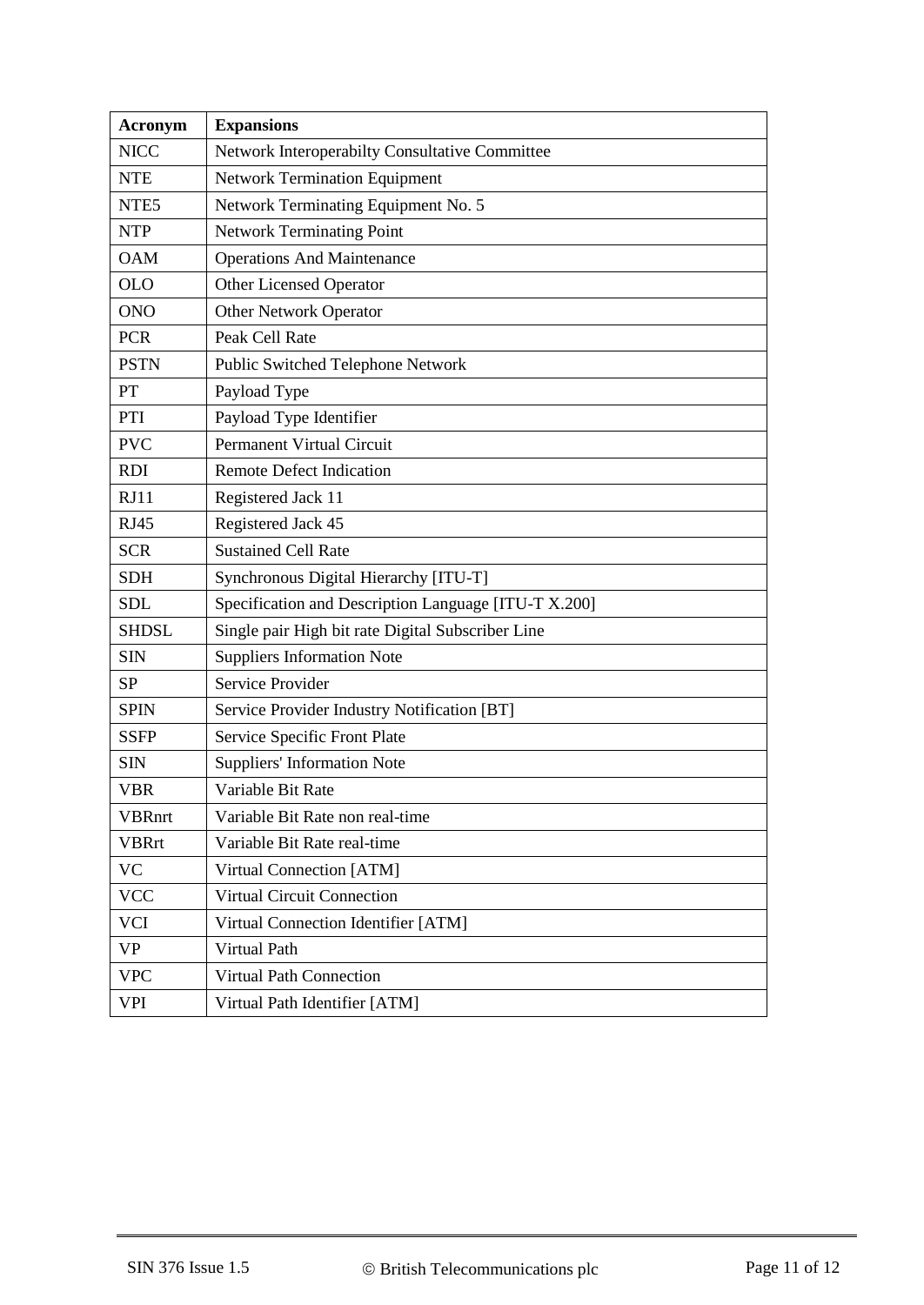| Acronym | Expansions |
|---|---|
| NICC | Network Interoperabilty Consultative Committee |
| NTE | Network Termination Equipment |
| NTE5 | Network Terminating Equipment No. 5 |
| NTP | Network Terminating Point |
| OAM | Operations And Maintenance |
| OLO | Other Licensed Operator |
| ONO | Other Network Operator |
| PCR | Peak Cell Rate |
| PSTN | Public Switched Telephone Network |
| PT | Payload Type |
| PTI | Payload Type Identifier |
| PVC | Permanent Virtual Circuit |
| RDI | Remote Defect Indication |
| RJ11 | Registered Jack 11 |
| RJ45 | Registered Jack 45 |
| SCR | Sustained Cell Rate |
| SDH | Synchronous Digital Hierarchy [ITU-T] |
| SDL | Specification and Description Language [ITU-T X.200] |
| SHDSL | Single pair High bit rate Digital Subscriber Line |
| SIN | Suppliers Information Note |
| SP | Service Provider |
| SPIN | Service Provider Industry Notification [BT] |
| SSFP | Service Specific Front Plate |
| SIN | Suppliers' Information Note |
| VBR | Variable Bit Rate |
| VBRnrt | Variable Bit Rate non real-time |
| VBRrt | Variable Bit Rate real-time |
| VC | Virtual Connection [ATM] |
| VCC | Virtual Circuit Connection |
| VCI | Virtual Connection Identifier [ATM] |
| VP | Virtual Path |
| VPC | Virtual Path Connection |
| VPI | Virtual Path Identifier [ATM] |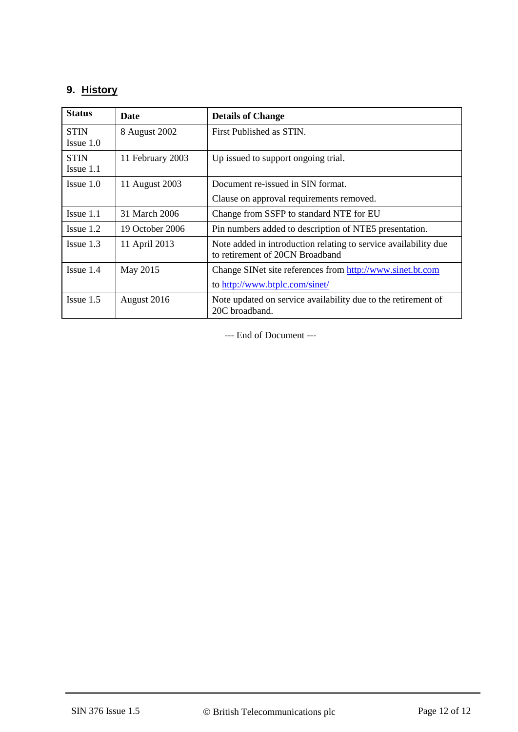## 9. History

| Status | Date | Details of Change |
|---|---|---|
| STIN Issue 1.0 | 8 August 2002 | First Published as STIN. |
| STIN Issue 1.1 | 11 February 2003 | Up issued to support ongoing trial. |
| Issue 1.0 | 11 August 2003 | Document re-issued in SIN format. Clause on approval requirements removed. |
| Issue 1.1 | 31 March 2006 | Change from SSFP to standard NTE for EU |
| Issue 1.2 | 19 October 2006 | Pin numbers added to description of NTE5 presentation. |
| Issue 1.3 | 11 April 2013 | Note added in introduction relating to service availability due to retirement of 20CN Broadband |
| Issue 1.4 | May 2015 | Change SINet site references from http://www.sinet.bt.com to http://www.btplc.com/sinet/ |
| Issue 1.5 | August 2016 | Note updated on service availability due to the retirement of 20C broadband. |

--- End of Document ---